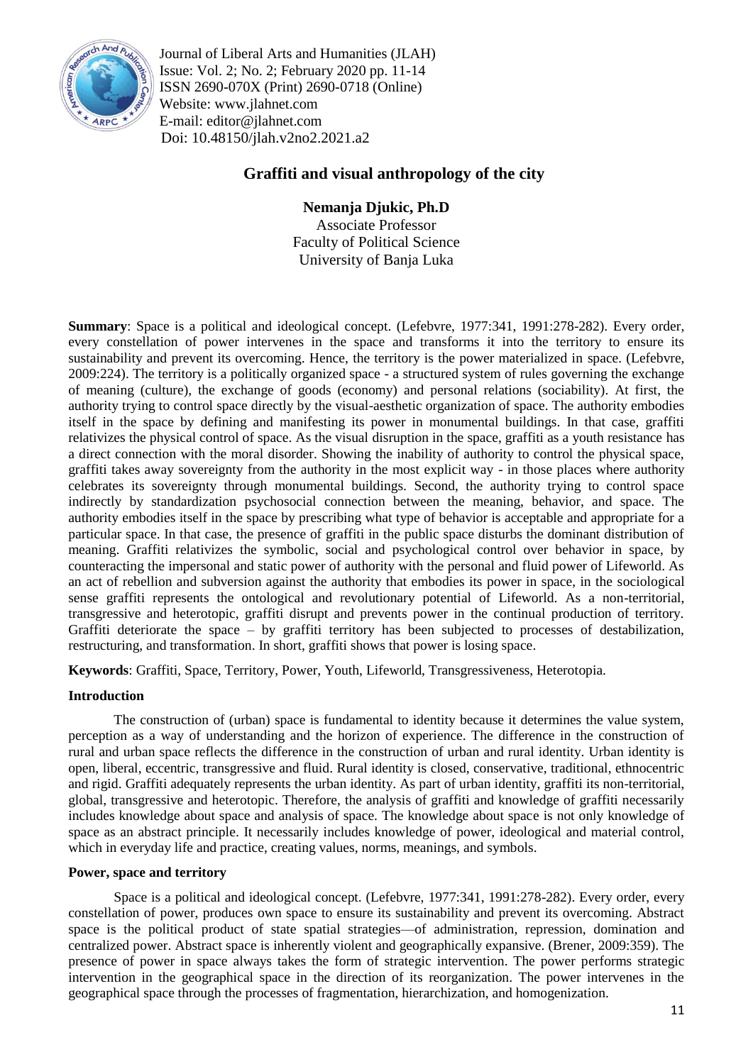# Graffiti and visual anthropology of the city

**Nemanja Djukic, Ph.D**
Associate Professor
Faculty of Political Science
University of Banja Luka

**Summary**: Space is a political and ideological concept. (Lefebvre, 1977:341, 1991:278-282). Every order, every constellation of power intervenes in the space and transforms it into the territory to ensure its sustainability and prevent its overcoming. Hence, the territory is the power materialized in space. (Lefebvre, 2009:224). The territory is a politically organized space - a structured system of rules governing the exchange of meaning (culture), the exchange of goods (economy) and personal relations (sociability). At first, the authority trying to control space directly by the visual-aesthetic organization of space. The authority embodies itself in the space by defining and manifesting its power in monumental buildings. In that case, graffiti relativizes the physical control of space. As the visual disruption in the space, graffiti as a youth resistance has a direct connection with the moral disorder. Showing the inability of authority to control the physical space, graffiti takes away sovereignty from the authority in the most explicit way - in those places where authority celebrates its sovereignty through monumental buildings. Second, the authority trying to control space indirectly by standardization psychosocial connection between the meaning, behavior, and space. The authority embodies itself in the space by prescribing what type of behavior is acceptable and appropriate for a particular space. In that case, the presence of graffiti in the public space disturbs the dominant distribution of meaning. Graffiti relativizes the symbolic, social and psychological control over behavior in space, by counteracting the impersonal and static power of authority with the personal and fluid power of Lifeworld. As an act of rebellion and subversion against the authority that embodies its power in space, in the sociological sense graffiti represents the ontological and revolutionary potential of Lifeworld. As a non-territorial, transgressive and heterotopic, graffiti disrupt and prevents power in the continual production of territory. Graffiti deteriorate the space – by graffiti territory has been subjected to processes of destabilization, restructuring, and transformation. In short, graffiti shows that power is losing space.

**Keywords**: Graffiti, Space, Territory, Power, Youth, Lifeworld, Transgressiveness, Heterotopia.

## Introduction

The construction of (urban) space is fundamental to identity because it determines the value system, perception as a way of understanding and the horizon of experience. The difference in the construction of rural and urban space reflects the difference in the construction of urban and rural identity. Urban identity is open, liberal, eccentric, transgressive and fluid. Rural identity is closed, conservative, traditional, ethnocentric and rigid. Graffiti adequately represents the urban identity. As part of urban identity, graffiti its non-territorial, global, transgressive and heterotopic. Therefore, the analysis of graffiti and knowledge of graffiti necessarily includes knowledge about space and analysis of space. The knowledge about space is not only knowledge of space as an abstract principle. It necessarily includes knowledge of power, ideological and material control, which in everyday life and practice, creating values, norms, meanings, and symbols.

## Power, space and territory

Space is a political and ideological concept. (Lefebvre, 1977:341, 1991:278-282). Every order, every constellation of power, produces own space to ensure its sustainability and prevent its overcoming. Abstract space is the political product of state spatial strategies—of administration, repression, domination and centralized power. Abstract space is inherently violent and geographically expansive. (Brener, 2009:359). The presence of power in space always takes the form of strategic intervention. The power performs strategic intervention in the geographical space in the direction of its reorganization. The power intervenes in the geographical space through the processes of fragmentation, hierarchization, and homogenization.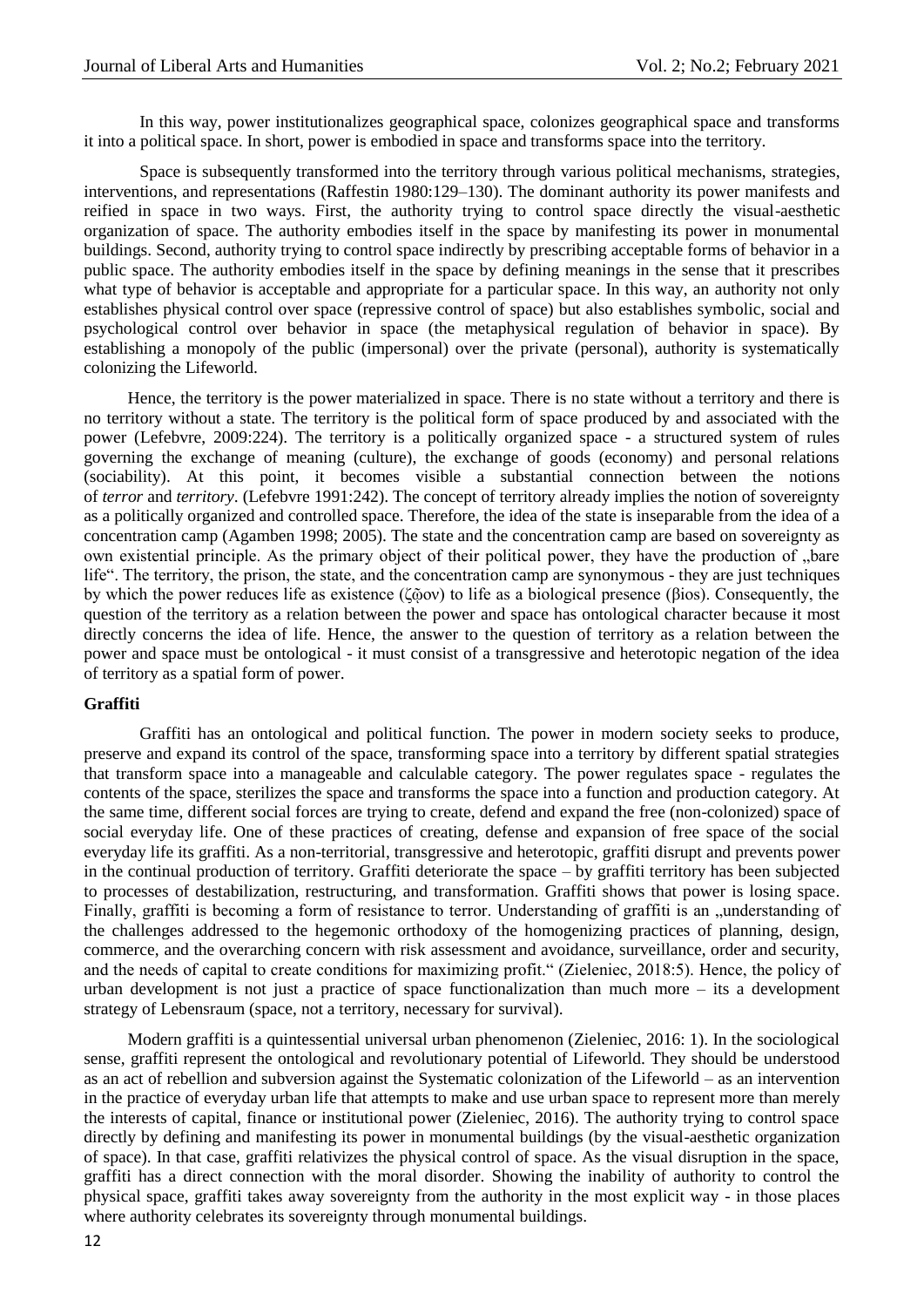In this way, power institutionalizes geographical space, colonizes geographical space and transforms it into a political space. In short, power is embodied in space and transforms space into the territory.

Space is subsequently transformed into the territory through various political mechanisms, strategies, interventions, and representations (Raffestin 1980:129–130). The dominant authority its power manifests and reified in space in two ways. First, the authority trying to control space directly the visual-aesthetic organization of space. The authority embodies itself in the space by manifesting its power in monumental buildings. Second, authority trying to control space indirectly by prescribing acceptable forms of behavior in a public space. The authority embodies itself in the space by defining meanings in the sense that it prescribes what type of behavior is acceptable and appropriate for a particular space. In this way, an authority not only establishes physical control over space (repressive control of space) but also establishes symbolic, social and psychological control over behavior in space (the metaphysical regulation of behavior in space). By establishing a monopoly of the public (impersonal) over the private (personal), authority is systematically colonizing the Lifeworld.

Hence, the territory is the power materialized in space. There is no state without a territory and there is no territory without a state. The territory is the political form of space produced by and associated with the power (Lefebvre, 2009:224). The territory is a politically organized space - a structured system of rules governing the exchange of meaning (culture), the exchange of goods (economy) and personal relations (sociability). At this point, it becomes visible a substantial connection between the notions of *terror* and *territory*. (Lefebvre 1991:242). The concept of territory already implies the notion of sovereignty as a politically organized and controlled space. Therefore, the idea of the state is inseparable from the idea of a concentration camp (Agamben 1998; 2005). The state and the concentration camp are based on sovereignty as own existential principle. As the primary object of their political power, they have the production of „bare life". The territory, the prison, the state, and the concentration camp are synonymous - they are just techniques by which the power reduces life as existence (ζῷον) to life as a biological presence (βios). Consequently, the question of the territory as a relation between the power and space has ontological character because it most directly concerns the idea of life. Hence, the answer to the question of territory as a relation between the power and space must be ontological - it must consist of a transgressive and heterotopic negation of the idea of territory as a spatial form of power.

**Graffiti**

Graffiti has an ontological and political function. The power in modern society seeks to produce, preserve and expand its control of the space, transforming space into a territory by different spatial strategies that transform space into a manageable and calculable category. The power regulates space - regulates the contents of the space, sterilizes the space and transforms the space into a function and production category. At the same time, different social forces are trying to create, defend and expand the free (non-colonized) space of social everyday life. One of these practices of creating, defense and expansion of free space of the social everyday life its graffiti. As a non-territorial, transgressive and heterotopic, graffiti disrupt and prevents power in the continual production of territory. Graffiti deteriorate the space – by graffiti territory has been subjected to processes of destabilization, restructuring, and transformation. Graffiti shows that power is losing space. Finally, graffiti is becoming a form of resistance to terror. Understanding of graffiti is an „understanding of the challenges addressed to the hegemonic orthodoxy of the homogenizing practices of planning, design, commerce, and the overarching concern with risk assessment and avoidance, surveillance, order and security, and the needs of capital to create conditions for maximizing profit." (Zieleniec, 2018:5). Hence, the policy of urban development is not just a practice of space functionalization than much more – its a development strategy of Lebensraum (space, not a territory, necessary for survival).

Modern graffiti is a quintessential universal urban phenomenon (Zieleniec, 2016: 1). In the sociological sense, graffiti represent the ontological and revolutionary potential of Lifeworld. They should be understood as an act of rebellion and subversion against the Systematic colonization of the Lifeworld – as an intervention in the practice of everyday urban life that attempts to make and use urban space to represent more than merely the interests of capital, finance or institutional power (Zieleniec, 2016). The authority trying to control space directly by defining and manifesting its power in monumental buildings (by the visual-aesthetic organization of space). In that case, graffiti relativizes the physical control of space. As the visual disruption in the space, graffiti has a direct connection with the moral disorder. Showing the inability of authority to control the physical space, graffiti takes away sovereignty from the authority in the most explicit way - in those places where authority celebrates its sovereignty through monumental buildings.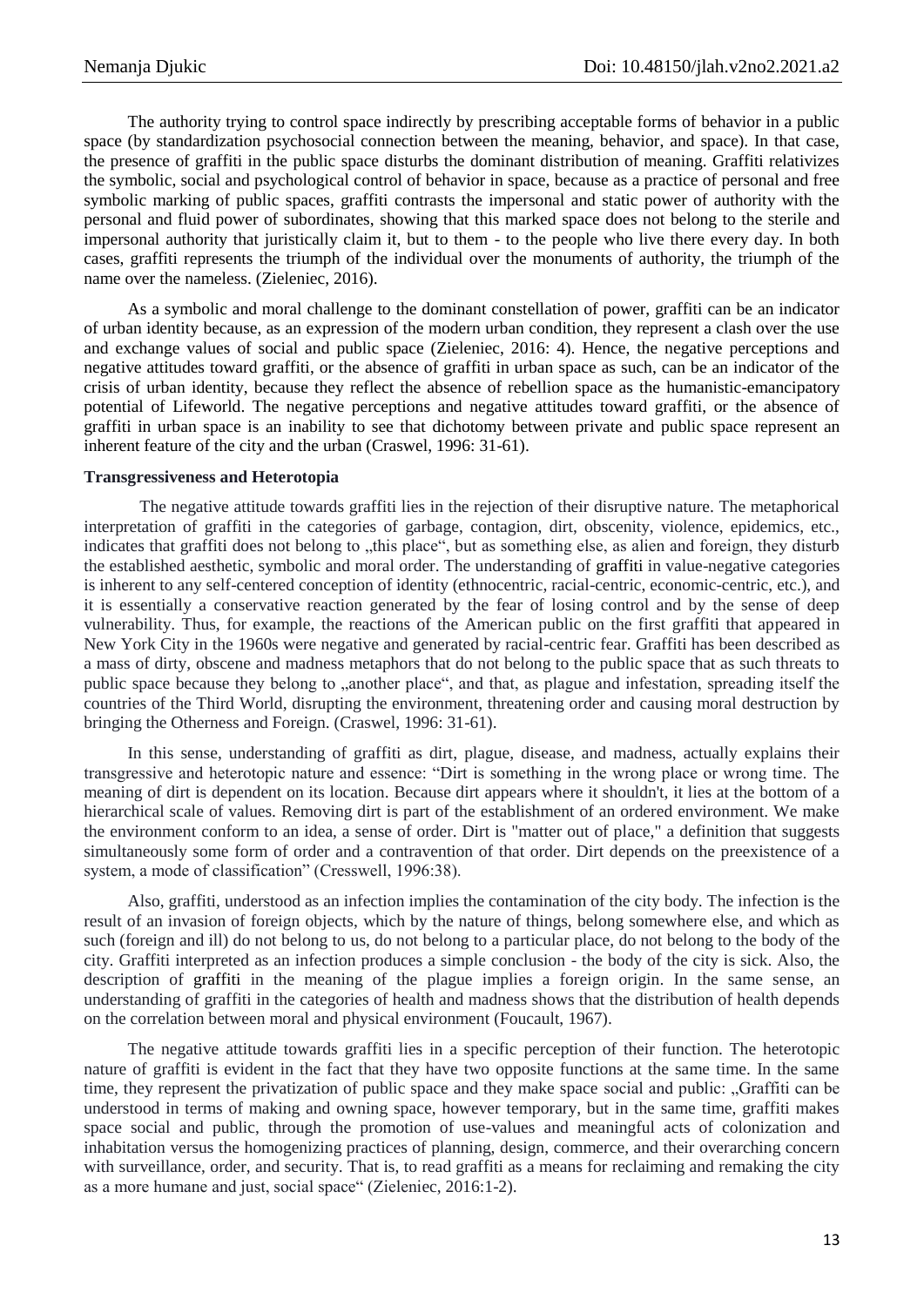The authority trying to control space indirectly by prescribing acceptable forms of behavior in a public space (by standardization psychosocial connection between the meaning, behavior, and space). In that case, the presence of graffiti in the public space disturbs the dominant distribution of meaning. Graffiti relativizes the symbolic, social and psychological control of behavior in space, because as a practice of personal and free symbolic marking of public spaces, graffiti contrasts the impersonal and static power of authority with the personal and fluid power of subordinates, showing that this marked space does not belong to the sterile and impersonal authority that juristically claim it, but to them - to the people who live there every day. In both cases, graffiti represents the triumph of the individual over the monuments of authority, the triumph of the name over the nameless. (Zieleniec, 2016).

As a symbolic and moral challenge to the dominant constellation of power, graffiti can be an indicator of urban identity because, as an expression of the modern urban condition, they represent a clash over the use and exchange values of social and public space (Zieleniec, 2016: 4). Hence, the negative perceptions and negative attitudes toward graffiti, or the absence of graffiti in urban space as such, can be an indicator of the crisis of urban identity, because they reflect the absence of rebellion space as the humanistic-emancipatory potential of Lifeworld. The negative perceptions and negative attitudes toward graffiti, or the absence of graffiti in urban space is an inability to see that dichotomy between private and public space represent an inherent feature of the city and the urban (Craswel, 1996: 31-61).

**Transgressiveness and Heterotopia**

The negative attitude towards graffiti lies in the rejection of their disruptive nature. The metaphorical interpretation of graffiti in the categories of garbage, contagion, dirt, obscenity, violence, epidemics, etc., indicates that graffiti does not belong to „this place", but as something else, as alien and foreign, they disturb the established aesthetic, symbolic and moral order. The understanding of graffiti in value-negative categories is inherent to any self-centered conception of identity (ethnocentric, racial-centric, economic-centric, etc.), and it is essentially a conservative reaction generated by the fear of losing control and by the sense of deep vulnerability. Thus, for example, the reactions of the American public on the first graffiti that appeared in New York City in the 1960s were negative and generated by racial-centric fear. Graffiti has been described as a mass of dirty, obscene and madness metaphors that do not belong to the public space that as such threats to public space because they belong to „another place", and that, as plague and infestation, spreading itself the countries of the Third World, disrupting the environment, threatening order and causing moral destruction by bringing the Otherness and Foreign. (Craswel, 1996: 31-61).

In this sense, understanding of graffiti as dirt, plague, disease, and madness, actually explains their transgressive and heterotopic nature and essence: "Dirt is something in the wrong place or wrong time. The meaning of dirt is dependent on its location. Because dirt appears where it shouldn't, it lies at the bottom of a hierarchical scale of values. Removing dirt is part of the establishment of an ordered environment. We make the environment conform to an idea, a sense of order. Dirt is "matter out of place," a definition that suggests simultaneously some form of order and a contravention of that order. Dirt depends on the preexistence of a system, a mode of classification" (Cresswell, 1996:38).

Also, graffiti, understood as an infection implies the contamination of the city body. The infection is the result of an invasion of foreign objects, which by the nature of things, belong somewhere else, and which as such (foreign and ill) do not belong to us, do not belong to a particular place, do not belong to the body of the city. Graffiti interpreted as an infection produces a simple conclusion - the body of the city is sick. Also, the description of graffiti in the meaning of the plague implies a foreign origin. In the same sense, an understanding of graffiti in the categories of health and madness shows that the distribution of health depends on the correlation between moral and physical environment (Foucault, 1967).

The negative attitude towards graffiti lies in a specific perception of their function. The heterotopic nature of graffiti is evident in the fact that they have two opposite functions at the same time. In the same time, they represent the privatization of public space and they make space social and public: „Graffiti can be understood in terms of making and owning space, however temporary, but in the same time, graffiti makes space social and public, through the promotion of use-values and meaningful acts of colonization and inhabitation versus the homogenizing practices of planning, design, commerce, and their overarching concern with surveillance, order, and security. That is, to read graffiti as a means for reclaiming and remaking the city as a more humane and just, social space" (Zieleniec, 2016:1-2).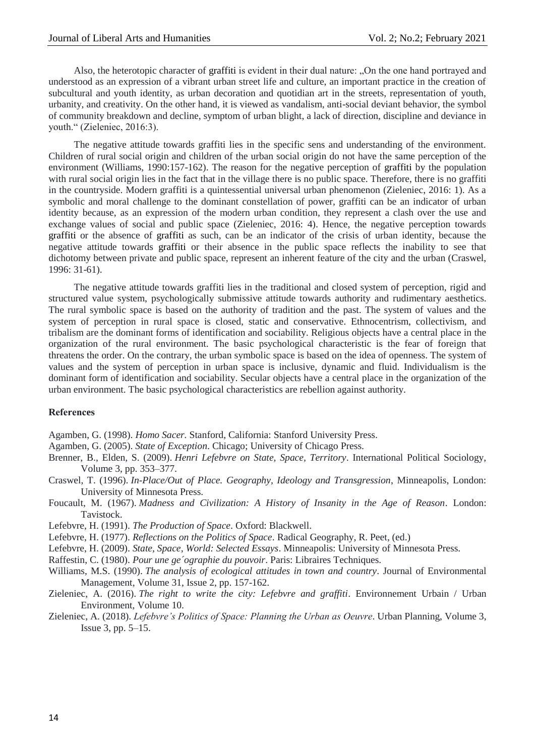Also, the heterotopic character of graffiti is evident in their dual nature: „On the one hand portrayed and understood as an expression of a vibrant urban street life and culture, an important practice in the creation of subcultural and youth identity, as urban decoration and quotidian art in the streets, representation of youth, urbanity, and creativity. On the other hand, it is viewed as vandalism, anti-social deviant behavior, the symbol of community breakdown and decline, symptom of urban blight, a lack of direction, discipline and deviance in youth." (Zieleniec, 2016:3).

The negative attitude towards graffiti lies in the specific sens and understanding of the environment. Children of rural social origin and children of the urban social origin do not have the same perception of the environment (Williams, 1990:157-162). The reason for the negative perception of graffiti by the population with rural social origin lies in the fact that in the village there is no public space. Therefore, there is no graffiti in the countryside. Modern graffiti is a quintessential universal urban phenomenon (Zieleniec, 2016: 1). As a symbolic and moral challenge to the dominant constellation of power, graffiti can be an indicator of urban identity because, as an expression of the modern urban condition, they represent a clash over the use and exchange values of social and public space (Zieleniec, 2016: 4). Hence, the negative perception towards graffiti or the absence of graffiti as such, can be an indicator of the crisis of urban identity, because the negative attitude towards graffiti or their absence in the public space reflects the inability to see that dichotomy between private and public space, represent an inherent feature of the city and the urban (Craswel, 1996: 31-61).

The negative attitude towards graffiti lies in the traditional and closed system of perception, rigid and structured value system, psychologically submissive attitude towards authority and rudimentary aesthetics. The rural symbolic space is based on the authority of tradition and the past. The system of values and the system of perception in rural space is closed, static and conservative. Ethnocentrism, collectivism, and tribalism are the dominant forms of identification and sociability. Religious objects have a central place in the organization of the rural environment. The basic psychological characteristic is the fear of foreign that threatens the order. On the contrary, the urban symbolic space is based on the idea of openness. The system of values and the system of perception in urban space is inclusive, dynamic and fluid. Individualism is the dominant form of identification and sociability. Secular objects have a central place in the organization of the urban environment. The basic psychological characteristics are rebellion against authority.

**References**

Agamben, G. (1998). *Homo Sacer.* Stanford, California: Stanford University Press.

Agamben, G. (2005). *State of Exception*. Chicago; University of Chicago Press.

Brenner, B., Elden, S. (2009). *Henri Lefebvre on State, Space, Territory*. International Political Sociology, Volume 3, pp. 353–377.

Craswel, T. (1996). *In-Place/Out of Place. Geography, Ideology and Transgression*, Minneapolis, London: University of Minnesota Press.

Foucault, M. (1967). *Madness and Civilization: A History of Insanity in the Age of Reason*. London: Tavistock.

Lefebvre, H. (1991). *The Production of Space*. Oxford: Blackwell.

Lefebvre, H. (1977). *Reflections on the Politics of Space*. Radical Geography, R. Peet, (ed.)

Lefebvre, H. (2009). *State, Space, World: Selected Essays*. Minneapolis: University of Minnesota Press.

Raffestin, C. (1980). *Pour une ge´ographie du pouvoir*. Paris: Libraires Techniques.

Williams, M.S. (1990). *The analysis of ecological attitudes in town and country*. Journal of Environmental Management, Volume 31, Issue 2, pp. 157-162.

Zieleniec, A. (2016). *The right to write the city: Lefebvre and graffiti*. Environnement Urbain / Urban Environment, Volume 10.

Zieleniec, A. (2018). *Lefebvre's Politics of Space: Planning the Urban as Oeuvre*. Urban Planning, Volume 3, Issue 3, pp. 5–15.